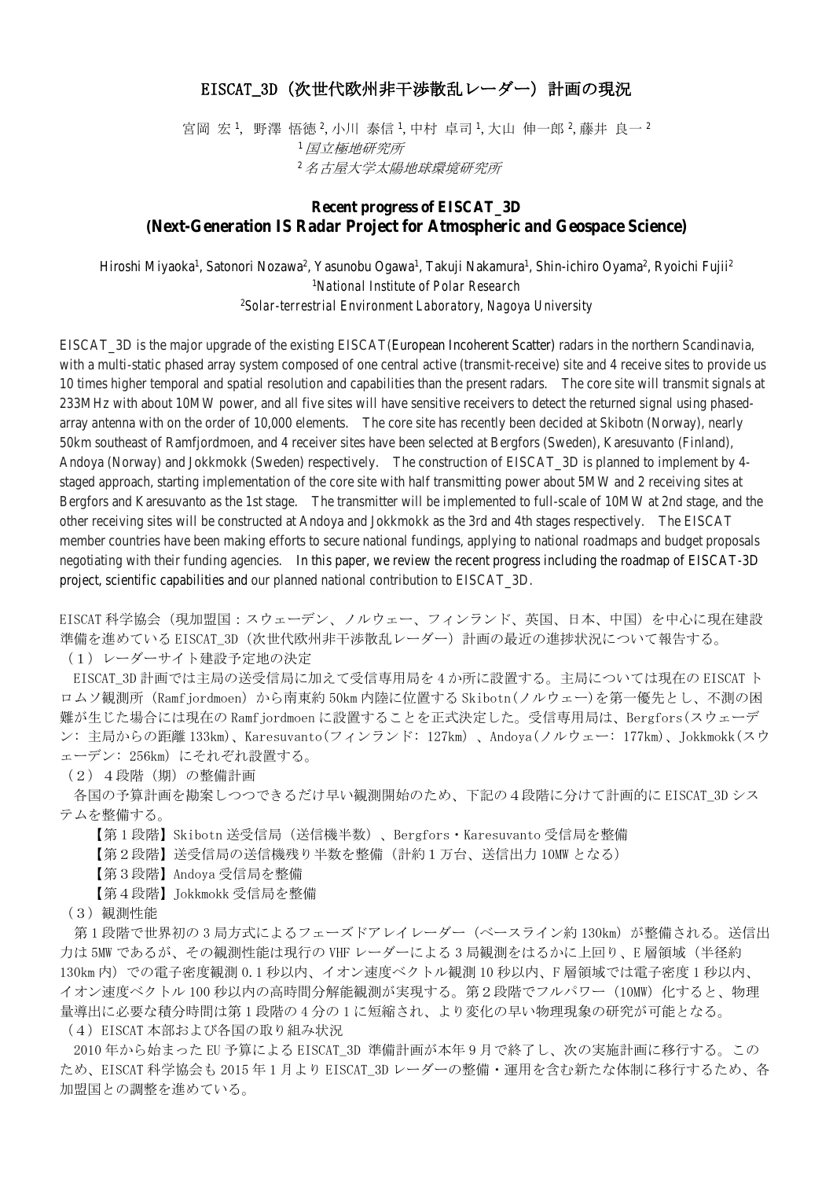# EISCAT_3D（次世代欧州非干渉散乱レーダー）計画の現況

宮岡 宏[1], 野澤 悟徳[2], 小川 泰信[1], 中村 卓司[1], 大山 伸一郎[2], 藤井 良一[2]

[1] *国立極地研究所*

[2] *名古屋大学太陽地球環境研究所*

## Recent progress of EISCAT_3D (Next-Generation IS Radar Project for Atmospheric and Geospace Science)

Hiroshi Miyaoka[1], Satonori Nozawa[2], Yasunobu Ogawa[1], Takuji Nakamura[1], Shin-ichiro Oyama[2], Ryoichi Fujii[2]

[1] *National Institute of Polar Research*

[2] *Solar-terrestrial Environment Laboratory, Nagoya University*

EISCAT_3D is the major upgrade of the existing EISCAT(European Incoherent Scatter) radars in the northern Scandinavia, with a multi-static phased array system composed of one central active (transmit-receive) site and 4 receive sites to provide us 10 times higher temporal and spatial resolution and capabilities than the present radars. The core site will transmit signals at 233MHz with about 10MW power, and all five sites will have sensitive receivers to detect the returned signal using phased-array antenna with on the order of 10,000 elements. The core site has recently been decided at Skibotn (Norway), nearly 50km southeast of Ramfjordmoen, and 4 receiver sites have been selected at Bergfors (Sweden), Karesuvanto (Finland), Andoya (Norway) and Jokkmokk (Sweden) respectively. The construction of EISCAT_3D is planned to implement by 4-staged approach, starting implementation of the core site with half transmitting power about 5MW and 2 receiving sites at Bergfors and Karesuvanto as the 1st stage. The transmitter will be implemented to full-scale of 10MW at 2nd stage, and the other receiving sites will be constructed at Andoya and Jokkmokk as the 3rd and 4th stages respectively. The EISCAT member countries have been making efforts to secure national fundings, applying to national roadmaps and budget proposals negotiating with their funding agencies. In this paper, we review the recent progress including the roadmap of EISCAT-3D project, scientific capabilities and our planned national contribution to EISCAT_3D.

EISCAT 科学協会（現加盟国：スウェーデン、ノルウェー、フィンランド、英国、日本、中国）を中心に現在建設準備を進めている EISCAT_3D（次世代欧州非干渉散乱レーダー）計画の最近の進捗状況について報告する。

（１）レーダーサイト建設予定地の決定

EISCAT_3D 計画では主局の送受信局に加えて受信専用局を４か所に設置する。主局については現在の EISCAT トロムソ観測所（Ramfjordmoen）から南東約 50km 内陸に位置する Skibotn(ノルウェー)を第一優先とし、不測の困難が生じた場合には現在の Ramfjordmoen に設置することを正式決定した。受信専用局は、Bergfors(スウェーデン: 主局からの距離 133km)、Karesuvanto(フィンランド: 127km) 、Andoya(ノルウェー: 177km)、Jokkmokk(スウェーデン: 256km) にそれぞれ設置する。

（２）４段階（期）の整備計画

各国の予算計画を勘案しつつできるだけ早い観測開始のため、下記の４段階に分けて計画的に EISCAT_3D システムを整備する。

【第１段階】Skibotn 送受信局（送信機半数）、Bergfors・Karesuvanto 受信局を整備

【第２段階】送受信局の送信機残り半数を整備（計約１万台、送信出力 10MW となる）

【第３段階】Andoya 受信局を整備

【第４段階】Jokkmokk 受信局を整備

（３）観測性能

第１段階で世界初の３局方式によるフェーズドアレイレーダー（ベースライン約 130km）が整備される。送信出力は 5MW であるが、その観測性能は現行の VHF レーダーによる３局観測をはるかに上回り、E 層領域（半径約 130km 内）での電子密度観測 0.1 秒以内、イオン速度ベクトル観測 10 秒以内、F 層領域では電子密度１秒以内、イオン速度ベクトル 100 秒以内の高時間分解能観測が実現する。第２段階でフルパワー（10MW）化すると、物理量導出に必要な積分時間は第１段階の４分の１に短縮され、より変化の早い物理現象の研究が可能となる。

（４）EISCAT 本部および各国の取り組み状況

2010 年から始まった EU 予算による EISCAT_3D 準備計画が本年９月で終了し、次の実施計画に移行する。このため、EISCAT 科学協会も 2015 年１月より EISCAT_3D レーダーの整備・運用を含む新たな体制に移行するため、各加盟国との調整を進めている。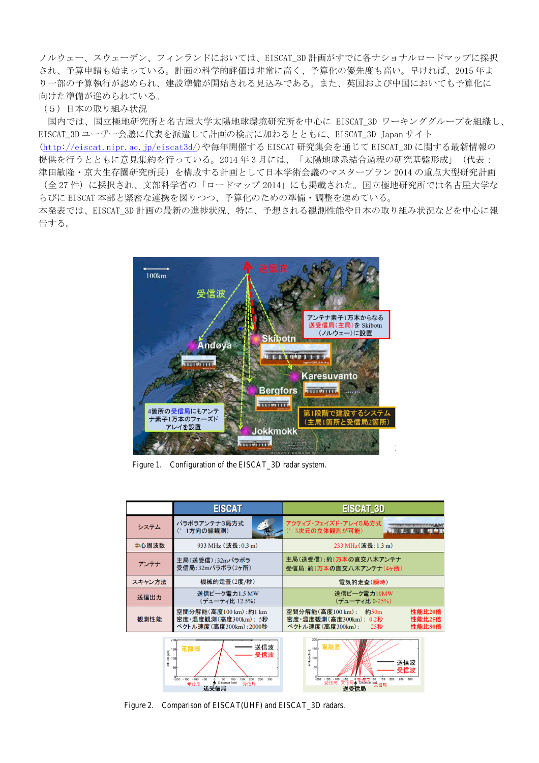ノルウェー、スウェーデン、フィンランドにおいては、EISCAT_3D 計画がすでに各ナショナルロードマップに採択され、予算申請も始まっている。計画の科学的評価は非常に高く、予算化の優先度も高い。早ければ、2015 年より一部の予算執行が認められ、建設準備が開始される見込みである。また、英国および中国においても予算化に向けた準備が進められている。

（５）日本の取り組み状況

　国内では、国立極地研究所と名古屋大学太陽地球環境研究所を中心に EISCAT_3D ワーキンググループを組織し、EISCAT_3D ユーザー会議に代表を派遣して計画の検討に加わるとともに、EISCAT_3D Japan サイト (http://eiscat.nipr.ac.jp/eiscat3d/)や毎年開催する EISCAT 研究集会を通じて EISCAT_3D に関する最新情報の提供を行うとともに意見集約を行っている。2014 年 3 月には、「太陽地球系結合過程の研究基盤形成」（代表：津田敏隆・京大生存圏研究所長）を構成する計画として日本学術会議のマスタープラン 2014 の重点大型研究計画（全 27 件）に採択され、文部科学省の「ロードマップ 2014」にも掲載された。国立極地研究所では名古屋大学ならびに EISCAT 本部と緊密な連携を図りつつ、予算化のための準備・調整を進めている。

本発表では、EISCAT_3D 計画の最新の進捗状況、特に、予想される観測性能や日本の取り組み状況などを中心に報告する。

100km

送信波

受信波

アンテナ素子1万本からなる送受信局（主局）を Skibotn（ノルウェー）に設置

Skibotn

Andøya

Karesuvanto

Bergfors

4箇所の受信局にもアンテナ素子1万本のフェーズドアレイを設置

第1段階で建設するシステム（主局1箇所と受信局2箇所）

Jokkmokk

Figure 1.　Configuration of the EISCAT_3D radar system.

| | EISCAT | EISCAT_3D |
|---|---|---|
| システム | パラボラアンテナ3局方式<br>（' 1方向の線観測） | アクティブ・フェイズド・アレイ5局方式<br>（' 3次元の立体観測が可能） |
| 中心周波数 | 933 MHz（波長：0.3 m） | 233 MHz（波長：1.3 m） |
| アンテナ | 主局（送受信）：32mパラボラ<br>受信局：32mパラボラ（2ヶ所） | 主局（送受信）：約1万本の直交八木アンテナ<br>受信局：約1万本の直交八木アンテナ（4ヶ所） |
| スキャン方法 | 機械的走査（2度/秒） | 電気的走査（瞬時） |
| 送信出力 | 送信ピーク電力1.5 MW<br>（デューティ比 12.5%） | 送信ピーク電力10MW<br>（デューティ比 0-25%） |
| 観測性能 | 空間分解能（高度100 km）：約1 km<br>密度・温度観測（高度300km）：5秒<br>ベクトル速度（高度300km）：2000秒 | 空間分解能（高度100 km）：　約50m　性能比20倍<br>密度・温度観測（高度300km）：0.2秒　性能比25倍<br>ベクトル速度（高度300km）：　25秒　性能比80倍 |

電離圏

送信波

受信波

受信局

送受信局

Figure 2.　Comparison of EISCAT(UHF) and EISCAT_3D radars.